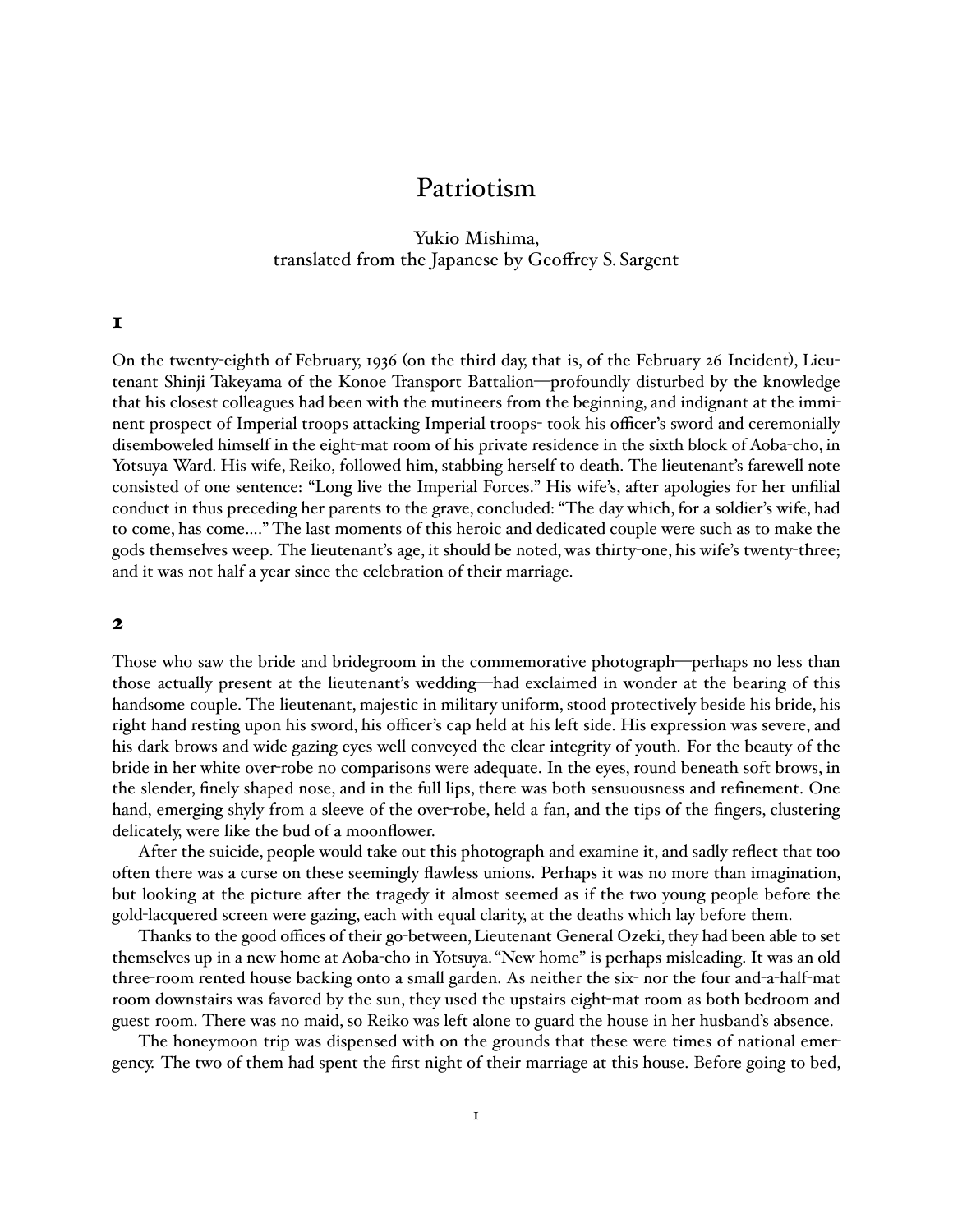# Patriotism

Yukio Mishima,
translated from the Japanese by Geoffrey S. Sargent

## 1

On the twenty-eighth of February, 1936 (on the third day, that is, of the February 26 Incident), Lieutenant Shinji Takeyama of the Konoe Transport Battalion—profoundly disturbed by the knowledge that his closest colleagues had been with the mutineers from the beginning, and indignant at the imminent prospect of Imperial troops attacking Imperial troops- took his officer's sword and ceremonially disemboweled himself in the eight-mat room of his private residence in the sixth block of Aoba-cho, in Yotsuya Ward. His wife, Reiko, followed him, stabbing herself to death. The lieutenant's farewell note consisted of one sentence: "Long live the Imperial Forces." His wife's, after apologies for her unfilial conduct in thus preceding her parents to the grave, concluded: "The day which, for a soldier's wife, had to come, has come...." The last moments of this heroic and dedicated couple were such as to make the gods themselves weep. The lieutenant's age, it should be noted, was thirty-one, his wife's twenty-three; and it was not half a year since the celebration of their marriage.

## 2

Those who saw the bride and bridegroom in the commemorative photograph—perhaps no less than those actually present at the lieutenant's wedding—had exclaimed in wonder at the bearing of this handsome couple. The lieutenant, majestic in military uniform, stood protectively beside his bride, his right hand resting upon his sword, his officer's cap held at his left side. His expression was severe, and his dark brows and wide gazing eyes well conveyed the clear integrity of youth. For the beauty of the bride in her white over-robe no comparisons were adequate. In the eyes, round beneath soft brows, in the slender, finely shaped nose, and in the full lips, there was both sensuousness and refinement. One hand, emerging shyly from a sleeve of the over-robe, held a fan, and the tips of the fingers, clustering delicately, were like the bud of a moonflower.

After the suicide, people would take out this photograph and examine it, and sadly reflect that too often there was a curse on these seemingly flawless unions. Perhaps it was no more than imagination, but looking at the picture after the tragedy it almost seemed as if the two young people before the gold-lacquered screen were gazing, each with equal clarity, at the deaths which lay before them.

Thanks to the good offices of their go-between, Lieutenant General Ozeki, they had been able to set themselves up in a new home at Aoba-cho in Yotsuya. "New home" is perhaps misleading. It was an old three-room rented house backing onto a small garden. As neither the six- nor the four and-a-half-mat room downstairs was favored by the sun, they used the upstairs eight-mat room as both bedroom and guest room. There was no maid, so Reiko was left alone to guard the house in her husband's absence.

The honeymoon trip was dispensed with on the grounds that these were times of national emergency. The two of them had spent the first night of their marriage at this house. Before going to bed,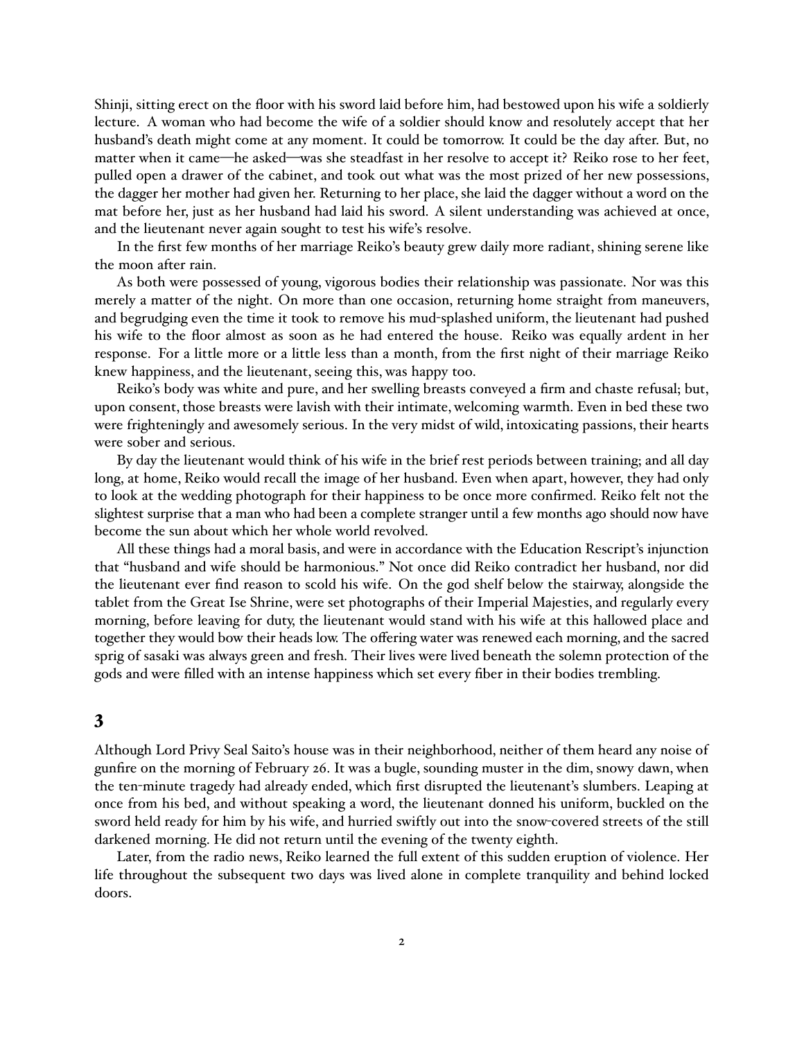Shinji, sitting erect on the floor with his sword laid before him, had bestowed upon his wife a soldierly lecture. A woman who had become the wife of a soldier should know and resolutely accept that her husband's death might come at any moment. It could be tomorrow. It could be the day after. But, no matter when it came—he asked—was she steadfast in her resolve to accept it? Reiko rose to her feet, pulled open a drawer of the cabinet, and took out what was the most prized of her new possessions, the dagger her mother had given her. Returning to her place, she laid the dagger without a word on the mat before her, just as her husband had laid his sword. A silent understanding was achieved at once, and the lieutenant never again sought to test his wife's resolve.

In the first few months of her marriage Reiko's beauty grew daily more radiant, shining serene like the moon after rain.

As both were possessed of young, vigorous bodies their relationship was passionate. Nor was this merely a matter of the night. On more than one occasion, returning home straight from maneuvers, and begrudging even the time it took to remove his mud-splashed uniform, the lieutenant had pushed his wife to the floor almost as soon as he had entered the house. Reiko was equally ardent in her response. For a little more or a little less than a month, from the first night of their marriage Reiko knew happiness, and the lieutenant, seeing this, was happy too.

Reiko's body was white and pure, and her swelling breasts conveyed a firm and chaste refusal; but, upon consent, those breasts were lavish with their intimate, welcoming warmth. Even in bed these two were frighteningly and awesomely serious. In the very midst of wild, intoxicating passions, their hearts were sober and serious.

By day the lieutenant would think of his wife in the brief rest periods between training; and all day long, at home, Reiko would recall the image of her husband. Even when apart, however, they had only to look at the wedding photograph for their happiness to be once more confirmed. Reiko felt not the slightest surprise that a man who had been a complete stranger until a few months ago should now have become the sun about which her whole world revolved.

All these things had a moral basis, and were in accordance with the Education Rescript's injunction that "husband and wife should be harmonious." Not once did Reiko contradict her husband, nor did the lieutenant ever find reason to scold his wife. On the god shelf below the stairway, alongside the tablet from the Great Ise Shrine, were set photographs of their Imperial Majesties, and regularly every morning, before leaving for duty, the lieutenant would stand with his wife at this hallowed place and together they would bow their heads low. The offering water was renewed each morning, and the sacred sprig of sasaki was always green and fresh. Their lives were lived beneath the solemn protection of the gods and were filled with an intense happiness which set every fiber in their bodies trembling.

## 3

Although Lord Privy Seal Saito's house was in their neighborhood, neither of them heard any noise of gunfire on the morning of February 26. It was a bugle, sounding muster in the dim, snowy dawn, when the ten-minute tragedy had already ended, which first disrupted the lieutenant's slumbers. Leaping at once from his bed, and without speaking a word, the lieutenant donned his uniform, buckled on the sword held ready for him by his wife, and hurried swiftly out into the snow-covered streets of the still darkened morning. He did not return until the evening of the twenty eighth.

Later, from the radio news, Reiko learned the full extent of this sudden eruption of violence. Her life throughout the subsequent two days was lived alone in complete tranquility and behind locked doors.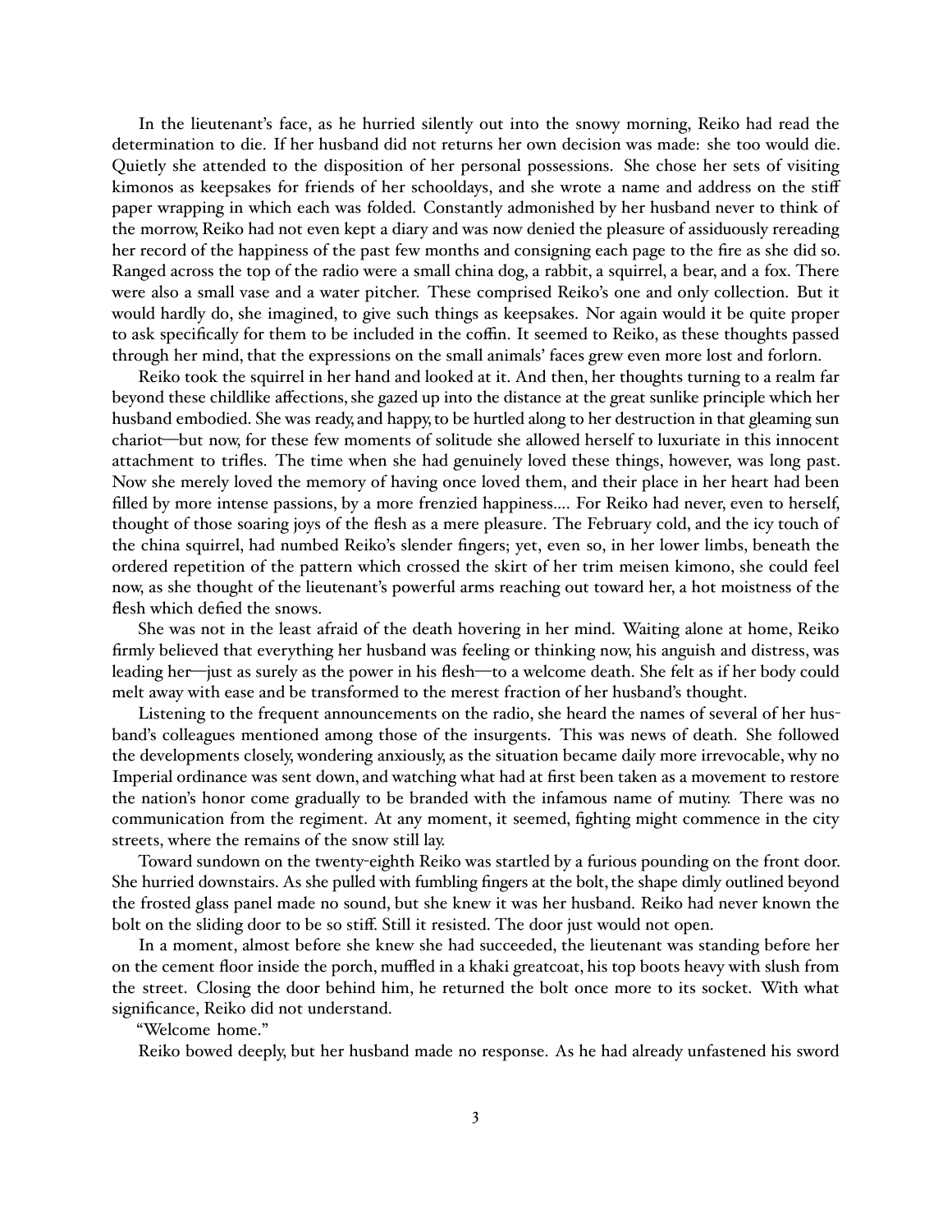In the lieutenant's face, as he hurried silently out into the snowy morning, Reiko had read the determination to die. If her husband did not returns her own decision was made: she too would die. Quietly she attended to the disposition of her personal possessions. She chose her sets of visiting kimonos as keepsakes for friends of her schooldays, and she wrote a name and address on the stiff paper wrapping in which each was folded. Constantly admonished by her husband never to think of the morrow, Reiko had not even kept a diary and was now denied the pleasure of assiduously rereading her record of the happiness of the past few months and consigning each page to the fire as she did so. Ranged across the top of the radio were a small china dog, a rabbit, a squirrel, a bear, and a fox. There were also a small vase and a water pitcher. These comprised Reiko's one and only collection. But it would hardly do, she imagined, to give such things as keepsakes. Nor again would it be quite proper to ask specifically for them to be included in the coffin. It seemed to Reiko, as these thoughts passed through her mind, that the expressions on the small animals' faces grew even more lost and forlorn.

Reiko took the squirrel in her hand and looked at it. And then, her thoughts turning to a realm far beyond these childlike affections, she gazed up into the distance at the great sunlike principle which her husband embodied. She was ready, and happy, to be hurtled along to her destruction in that gleaming sun chariot—but now, for these few moments of solitude she allowed herself to luxuriate in this innocent attachment to trifles. The time when she had genuinely loved these things, however, was long past. Now she merely loved the memory of having once loved them, and their place in her heart had been filled by more intense passions, by a more frenzied happiness.... For Reiko had never, even to herself, thought of those soaring joys of the flesh as a mere pleasure. The February cold, and the icy touch of the china squirrel, had numbed Reiko's slender fingers; yet, even so, in her lower limbs, beneath the ordered repetition of the pattern which crossed the skirt of her trim meisen kimono, she could feel now, as she thought of the lieutenant's powerful arms reaching out toward her, a hot moistness of the flesh which defied the snows.

She was not in the least afraid of the death hovering in her mind. Waiting alone at home, Reiko firmly believed that everything her husband was feeling or thinking now, his anguish and distress, was leading her—just as surely as the power in his flesh—to a welcome death. She felt as if her body could melt away with ease and be transformed to the merest fraction of her husband's thought.

Listening to the frequent announcements on the radio, she heard the names of several of her husband's colleagues mentioned among those of the insurgents. This was news of death. She followed the developments closely, wondering anxiously, as the situation became daily more irrevocable, why no Imperial ordinance was sent down, and watching what had at first been taken as a movement to restore the nation's honor come gradually to be branded with the infamous name of mutiny. There was no communication from the regiment. At any moment, it seemed, fighting might commence in the city streets, where the remains of the snow still lay.

Toward sundown on the twenty-eighth Reiko was startled by a furious pounding on the front door. She hurried downstairs. As she pulled with fumbling fingers at the bolt, the shape dimly outlined beyond the frosted glass panel made no sound, but she knew it was her husband. Reiko had never known the bolt on the sliding door to be so stiff. Still it resisted. The door just would not open.

In a moment, almost before she knew she had succeeded, the lieutenant was standing before her on the cement floor inside the porch, muffled in a khaki greatcoat, his top boots heavy with slush from the street. Closing the door behind him, he returned the bolt once more to its socket. With what significance, Reiko did not understand.

"Welcome home."

Reiko bowed deeply, but her husband made no response. As he had already unfastened his sword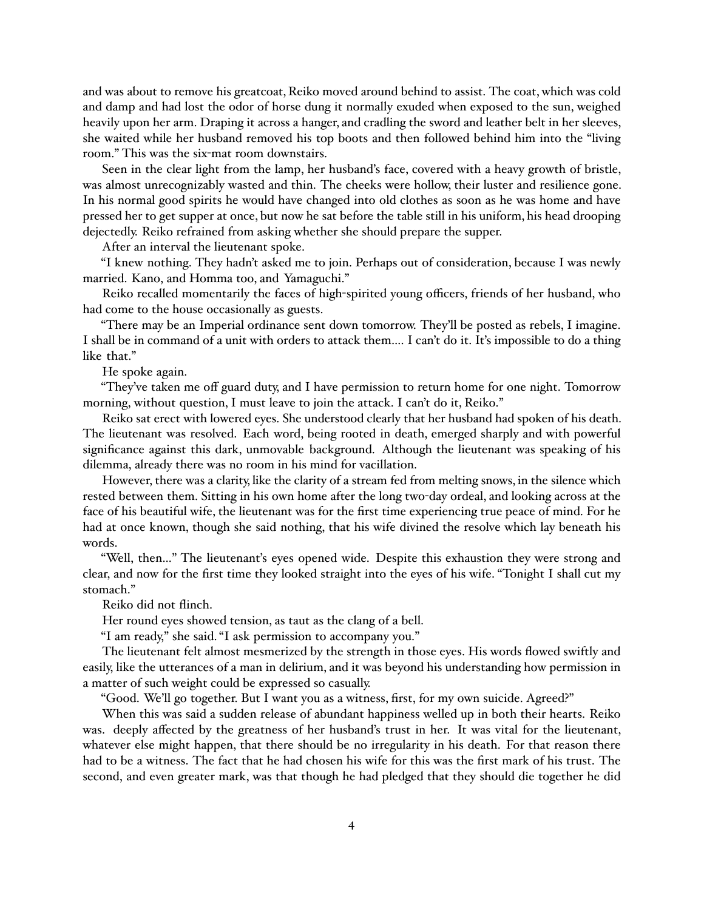and was about to remove his greatcoat, Reiko moved around behind to assist. The coat, which was cold and damp and had lost the odor of horse dung it normally exuded when exposed to the sun, weighed heavily upon her arm. Draping it across a hanger, and cradling the sword and leather belt in her sleeves, she waited while her husband removed his top boots and then followed behind him into the "living room." This was the six-mat room downstairs.

Seen in the clear light from the lamp, her husband's face, covered with a heavy growth of bristle, was almost unrecognizably wasted and thin. The cheeks were hollow, their luster and resilience gone. In his normal good spirits he would have changed into old clothes as soon as he was home and have pressed her to get supper at once, but now he sat before the table still in his uniform, his head drooping dejectedly. Reiko refrained from asking whether she should prepare the supper.

After an interval the lieutenant spoke.

"I knew nothing. They hadn't asked me to join. Perhaps out of consideration, because I was newly married. Kano, and Homma too, and Yamaguchi."

Reiko recalled momentarily the faces of high-spirited young officers, friends of her husband, who had come to the house occasionally as guests.

"There may be an Imperial ordinance sent down tomorrow. They'll be posted as rebels, I imagine. I shall be in command of a unit with orders to attack them.... I can't do it. It's impossible to do a thing like that."

He spoke again.

"They've taken me off guard duty, and I have permission to return home for one night. Tomorrow morning, without question, I must leave to join the attack. I can't do it, Reiko."

Reiko sat erect with lowered eyes. She understood clearly that her husband had spoken of his death. The lieutenant was resolved. Each word, being rooted in death, emerged sharply and with powerful significance against this dark, unmovable background. Although the lieutenant was speaking of his dilemma, already there was no room in his mind for vacillation.

However, there was a clarity, like the clarity of a stream fed from melting snows, in the silence which rested between them. Sitting in his own home after the long two-day ordeal, and looking across at the face of his beautiful wife, the lieutenant was for the first time experiencing true peace of mind. For he had at once known, though she said nothing, that his wife divined the resolve which lay beneath his words.

"Well, then..." The lieutenant's eyes opened wide. Despite this exhaustion they were strong and clear, and now for the first time they looked straight into the eyes of his wife. "Tonight I shall cut my stomach."

Reiko did not flinch.

Her round eyes showed tension, as taut as the clang of a bell.

"I am ready," she said. "I ask permission to accompany you."

The lieutenant felt almost mesmerized by the strength in those eyes. His words flowed swiftly and easily, like the utterances of a man in delirium, and it was beyond his understanding how permission in a matter of such weight could be expressed so casually.

"Good. We'll go together. But I want you as a witness, first, for my own suicide. Agreed?"

When this was said a sudden release of abundant happiness welled up in both their hearts. Reiko was. deeply affected by the greatness of her husband's trust in her. It was vital for the lieutenant, whatever else might happen, that there should be no irregularity in his death. For that reason there had to be a witness. The fact that he had chosen his wife for this was the first mark of his trust. The second, and even greater mark, was that though he had pledged that they should die together he did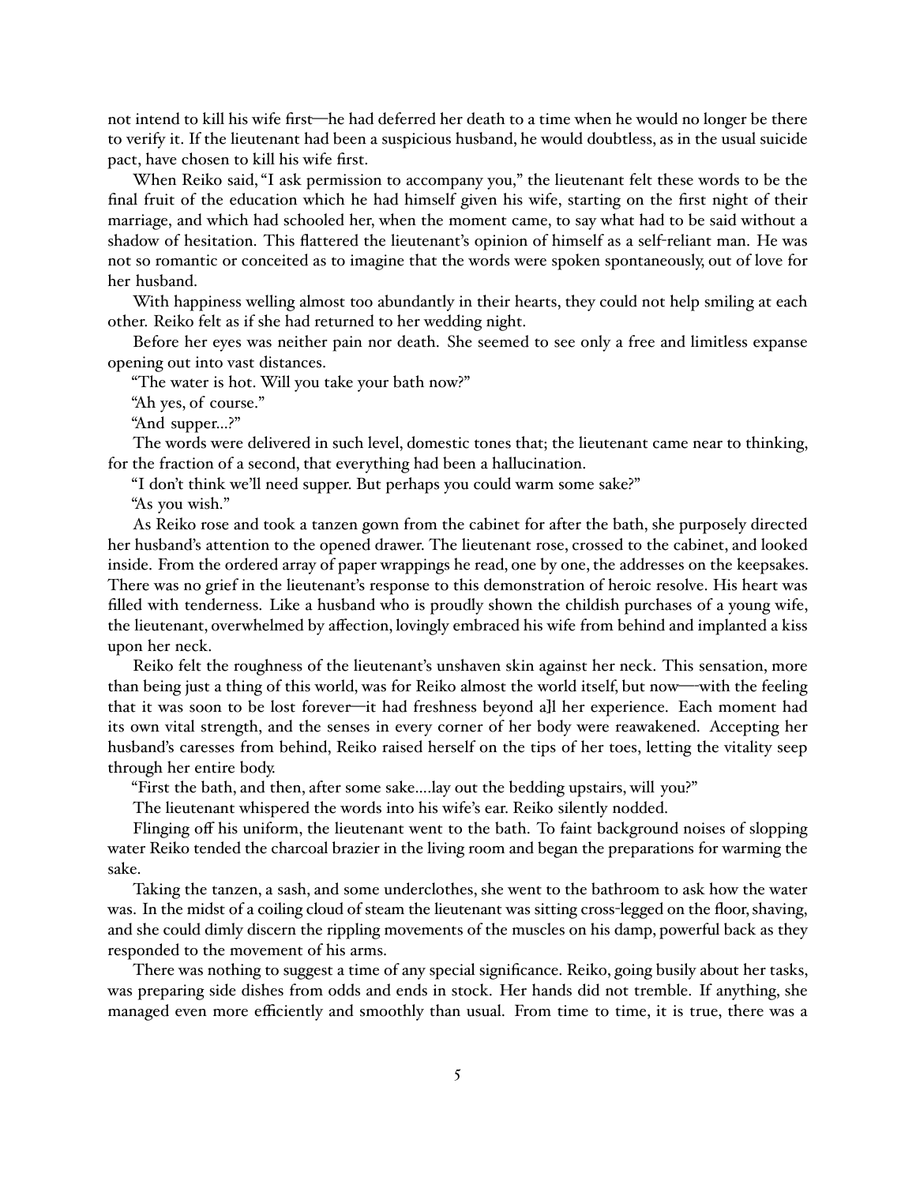not intend to kill his wife first—he had deferred her death to a time when he would no longer be there to verify it. If the lieutenant had been a suspicious husband, he would doubtless, as in the usual suicide pact, have chosen to kill his wife first.

When Reiko said, "I ask permission to accompany you," the lieutenant felt these words to be the final fruit of the education which he had himself given his wife, starting on the first night of their marriage, and which had schooled her, when the moment came, to say what had to be said without a shadow of hesitation. This flattered the lieutenant's opinion of himself as a self-reliant man. He was not so romantic or conceited as to imagine that the words were spoken spontaneously, out of love for her husband.

With happiness welling almost too abundantly in their hearts, they could not help smiling at each other. Reiko felt as if she had returned to her wedding night.

Before her eyes was neither pain nor death. She seemed to see only a free and limitless expanse opening out into vast distances.

"The water is hot. Will you take your bath now?"

"Ah yes, of course."

"And supper...?"

The words were delivered in such level, domestic tones that; the lieutenant came near to thinking, for the fraction of a second, that everything had been a hallucination.

"I don't think we'll need supper. But perhaps you could warm some sake?"

"As you wish."

As Reiko rose and took a tanzen gown from the cabinet for after the bath, she purposely directed her husband's attention to the opened drawer. The lieutenant rose, crossed to the cabinet, and looked inside. From the ordered array of paper wrappings he read, one by one, the addresses on the keepsakes. There was no grief in the lieutenant's response to this demonstration of heroic resolve. His heart was filled with tenderness. Like a husband who is proudly shown the childish purchases of a young wife, the lieutenant, overwhelmed by affection, lovingly embraced his wife from behind and implanted a kiss upon her neck.

Reiko felt the roughness of the lieutenant's unshaven skin against her neck. This sensation, more than being just a thing of this world, was for Reiko almost the world itself, but now—with the feeling that it was soon to be lost forever—it had freshness beyond a]l her experience. Each moment had its own vital strength, and the senses in every corner of her body were reawakened. Accepting her husband's caresses from behind, Reiko raised herself on the tips of her toes, letting the vitality seep through her entire body.

"First the bath, and then, after some sake....lay out the bedding upstairs, will you?"

The lieutenant whispered the words into his wife's ear. Reiko silently nodded.

Flinging off his uniform, the lieutenant went to the bath. To faint background noises of slopping water Reiko tended the charcoal brazier in the living room and began the preparations for warming the sake.

Taking the tanzen, a sash, and some underclothes, she went to the bathroom to ask how the water was. In the midst of a coiling cloud of steam the lieutenant was sitting cross-legged on the floor, shaving, and she could dimly discern the rippling movements of the muscles on his damp, powerful back as they responded to the movement of his arms.

There was nothing to suggest a time of any special significance. Reiko, going busily about her tasks, was preparing side dishes from odds and ends in stock. Her hands did not tremble. If anything, she managed even more efficiently and smoothly than usual. From time to time, it is true, there was a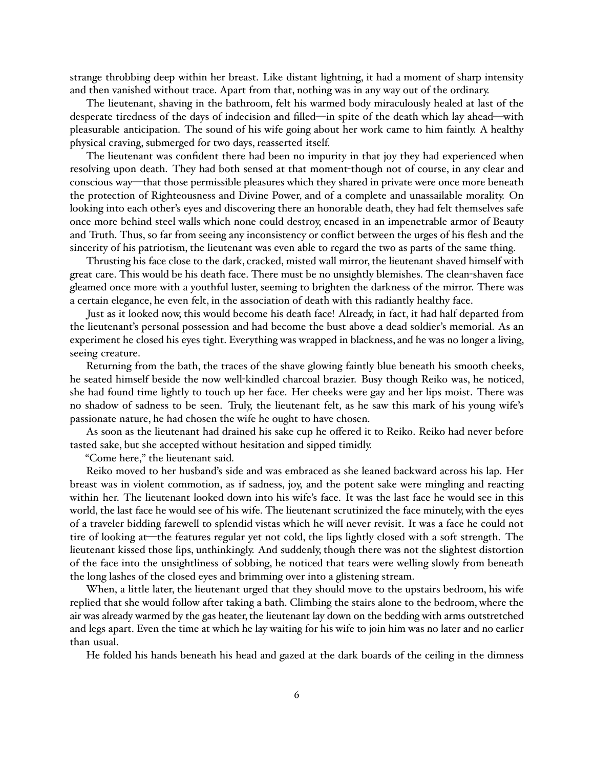strange throbbing deep within her breast. Like distant lightning, it had a moment of sharp intensity and then vanished without trace. Apart from that, nothing was in any way out of the ordinary.

The lieutenant, shaving in the bathroom, felt his warmed body miraculously healed at last of the desperate tiredness of the days of indecision and filled—in spite of the death which lay ahead—with pleasurable anticipation. The sound of his wife going about her work came to him faintly. A healthy physical craving, submerged for two days, reasserted itself.

The lieutenant was confident there had been no impurity in that joy they had experienced when resolving upon death. They had both sensed at that moment-though not of course, in any clear and conscious way—that those permissible pleasures which they shared in private were once more beneath the protection of Righteousness and Divine Power, and of a complete and unassailable morality. On looking into each other's eyes and discovering there an honorable death, they had felt themselves safe once more behind steel walls which none could destroy, encased in an impenetrable armor of Beauty and Truth. Thus, so far from seeing any inconsistency or conflict between the urges of his flesh and the sincerity of his patriotism, the lieutenant was even able to regard the two as parts of the same thing.

Thrusting his face close to the dark, cracked, misted wall mirror, the lieutenant shaved himself with great care. This would be his death face. There must be no unsightly blemishes. The clean-shaven face gleamed once more with a youthful luster, seeming to brighten the darkness of the mirror. There was a certain elegance, he even felt, in the association of death with this radiantly healthy face.

Just as it looked now, this would become his death face! Already, in fact, it had half departed from the lieutenant's personal possession and had become the bust above a dead soldier's memorial. As an experiment he closed his eyes tight. Everything was wrapped in blackness, and he was no longer a living, seeing creature.

Returning from the bath, the traces of the shave glowing faintly blue beneath his smooth cheeks, he seated himself beside the now well-kindled charcoal brazier. Busy though Reiko was, he noticed, she had found time lightly to touch up her face. Her cheeks were gay and her lips moist. There was no shadow of sadness to be seen. Truly, the lieutenant felt, as he saw this mark of his young wife's passionate nature, he had chosen the wife he ought to have chosen.

As soon as the lieutenant had drained his sake cup he offered it to Reiko. Reiko had never before tasted sake, but she accepted without hesitation and sipped timidly.

"Come here," the lieutenant said.

Reiko moved to her husband's side and was embraced as she leaned backward across his lap. Her breast was in violent commotion, as if sadness, joy, and the potent sake were mingling and reacting within her. The lieutenant looked down into his wife's face. It was the last face he would see in this world, the last face he would see of his wife. The lieutenant scrutinized the face minutely, with the eyes of a traveler bidding farewell to splendid vistas which he will never revisit. It was a face he could not tire of looking at—the features regular yet not cold, the lips lightly closed with a soft strength. The lieutenant kissed those lips, unthinkingly. And suddenly, though there was not the slightest distortion of the face into the unsightliness of sobbing, he noticed that tears were welling slowly from beneath the long lashes of the closed eyes and brimming over into a glistening stream.

When, a little later, the lieutenant urged that they should move to the upstairs bedroom, his wife replied that she would follow after taking a bath. Climbing the stairs alone to the bedroom, where the air was already warmed by the gas heater, the lieutenant lay down on the bedding with arms outstretched and legs apart. Even the time at which he lay waiting for his wife to join him was no later and no earlier than usual.

He folded his hands beneath his head and gazed at the dark boards of the ceiling in the dimness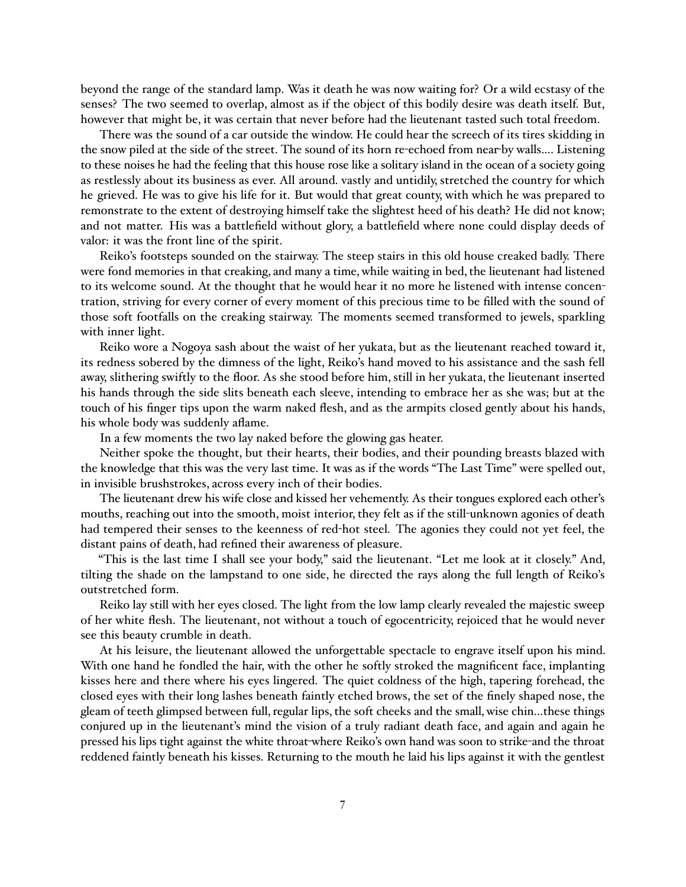beyond the range of the standard lamp. Was it death he was now waiting for? Or a wild ecstasy of the senses? The two seemed to overlap, almost as if the object of this bodily desire was death itself. But, however that might be, it was certain that never before had the lieutenant tasted such total freedom.

There was the sound of a car outside the window. He could hear the screech of its tires skidding in the snow piled at the side of the street. The sound of its horn re-echoed from near-by walls.... Listening to these noises he had the feeling that this house rose like a solitary island in the ocean of a society going as restlessly about its business as ever. All around. vastly and untidily, stretched the country for which he grieved. He was to give his life for it. But would that great county, with which he was prepared to remonstrate to the extent of destroying himself take the slightest heed of his death? He did not know; and not matter. His was a battlefield without glory, a battlefield where none could display deeds of valor: it was the front line of the spirit.

Reiko's footsteps sounded on the stairway. The steep stairs in this old house creaked badly. There were fond memories in that creaking, and many a time, while waiting in bed, the lieutenant had listened to its welcome sound. At the thought that he would hear it no more he listened with intense concentration, striving for every corner of every moment of this precious time to be filled with the sound of those soft footfalls on the creaking stairway. The moments seemed transformed to jewels, sparkling with inner light.

Reiko wore a Nogoya sash about the waist of her yukata, but as the lieutenant reached toward it, its redness sobered by the dimness of the light, Reiko's hand moved to his assistance and the sash fell away, slithering swiftly to the floor. As she stood before him, still in her yukata, the lieutenant inserted his hands through the side slits beneath each sleeve, intending to embrace her as she was; but at the touch of his finger tips upon the warm naked flesh, and as the armpits closed gently about his hands, his whole body was suddenly aflame.

In a few moments the two lay naked before the glowing gas heater.

Neither spoke the thought, but their hearts, their bodies, and their pounding breasts blazed with the knowledge that this was the very last time. It was as if the words "The Last Time" were spelled out, in invisible brushstrokes, across every inch of their bodies.

The lieutenant drew his wife close and kissed her vehemently. As their tongues explored each other's mouths, reaching out into the smooth, moist interior, they felt as if the still-unknown agonies of death had tempered their senses to the keenness of red-hot steel. The agonies they could not yet feel, the distant pains of death, had refined their awareness of pleasure.

"This is the last time I shall see your body," said the lieutenant. "Let me look at it closely." And, tilting the shade on the lampstand to one side, he directed the rays along the full length of Reiko's outstretched form.

Reiko lay still with her eyes closed. The light from the low lamp clearly revealed the majestic sweep of her white flesh. The lieutenant, not without a touch of egocentricity, rejoiced that he would never see this beauty crumble in death.

At his leisure, the lieutenant allowed the unforgettable spectacle to engrave itself upon his mind. With one hand he fondled the hair, with the other he softly stroked the magnificent face, implanting kisses here and there where his eyes lingered. The quiet coldness of the high, tapering forehead, the closed eyes with their long lashes beneath faintly etched brows, the set of the finely shaped nose, the gleam of teeth glimpsed between full, regular lips, the soft cheeks and the small, wise chin...these things conjured up in the lieutenant's mind the vision of a truly radiant death face, and again and again he pressed his lips tight against the white throat-where Reiko's own hand was soon to strike-and the throat reddened faintly beneath his kisses. Returning to the mouth he laid his lips against it with the gentlest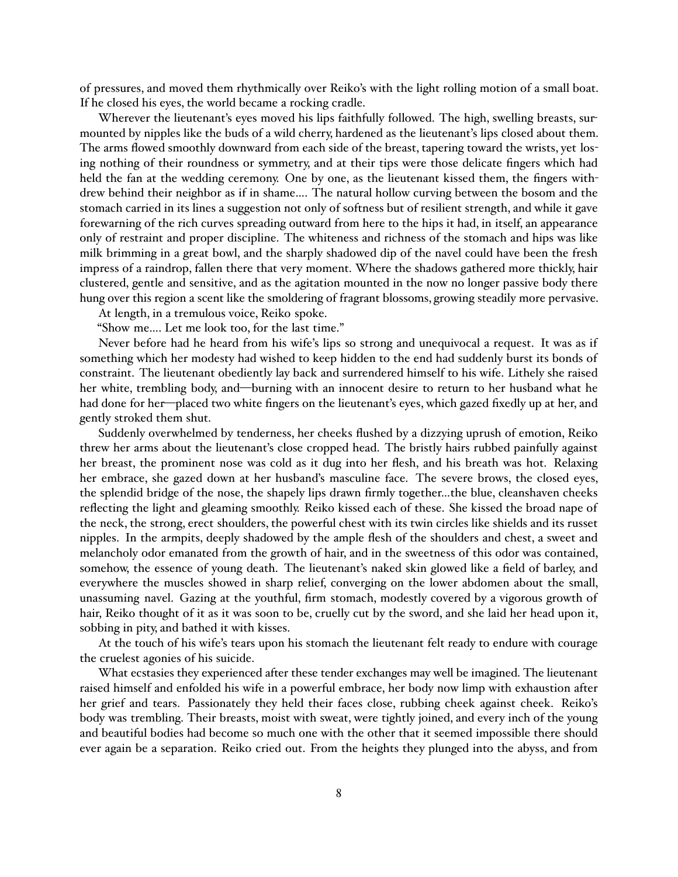of pressures, and moved them rhythmically over Reiko's with the light rolling motion of a small boat. If he closed his eyes, the world became a rocking cradle.

Wherever the lieutenant's eyes moved his lips faithfully followed. The high, swelling breasts, surmounted by nipples like the buds of a wild cherry, hardened as the lieutenant's lips closed about them. The arms flowed smoothly downward from each side of the breast, tapering toward the wrists, yet losing nothing of their roundness or symmetry, and at their tips were those delicate fingers which had held the fan at the wedding ceremony. One by one, as the lieutenant kissed them, the fingers withdrew behind their neighbor as if in shame.... The natural hollow curving between the bosom and the stomach carried in its lines a suggestion not only of softness but of resilient strength, and while it gave forewarning of the rich curves spreading outward from here to the hips it had, in itself, an appearance only of restraint and proper discipline. The whiteness and richness of the stomach and hips was like milk brimming in a great bowl, and the sharply shadowed dip of the navel could have been the fresh impress of a raindrop, fallen there that very moment. Where the shadows gathered more thickly, hair clustered, gentle and sensitive, and as the agitation mounted in the now no longer passive body there hung over this region a scent like the smoldering of fragrant blossoms, growing steadily more pervasive.

At length, in a tremulous voice, Reiko spoke.

"Show me.... Let me look too, for the last time."

Never before had he heard from his wife's lips so strong and unequivocal a request. It was as if something which her modesty had wished to keep hidden to the end had suddenly burst its bonds of constraint. The lieutenant obediently lay back and surrendered himself to his wife. Lithely she raised her white, trembling body, and—burning with an innocent desire to return to her husband what he had done for her—placed two white fingers on the lieutenant's eyes, which gazed fixedly up at her, and gently stroked them shut.

Suddenly overwhelmed by tenderness, her cheeks flushed by a dizzying uprush of emotion, Reiko threw her arms about the lieutenant's close cropped head. The bristly hairs rubbed painfully against her breast, the prominent nose was cold as it dug into her flesh, and his breath was hot. Relaxing her embrace, she gazed down at her husband's masculine face. The severe brows, the closed eyes, the splendid bridge of the nose, the shapely lips drawn firmly together...the blue, cleanshaven cheeks reflecting the light and gleaming smoothly. Reiko kissed each of these. She kissed the broad nape of the neck, the strong, erect shoulders, the powerful chest with its twin circles like shields and its russet nipples. In the armpits, deeply shadowed by the ample flesh of the shoulders and chest, a sweet and melancholy odor emanated from the growth of hair, and in the sweetness of this odor was contained, somehow, the essence of young death. The lieutenant's naked skin glowed like a field of barley, and everywhere the muscles showed in sharp relief, converging on the lower abdomen about the small, unassuming navel. Gazing at the youthful, firm stomach, modestly covered by a vigorous growth of hair, Reiko thought of it as it was soon to be, cruelly cut by the sword, and she laid her head upon it, sobbing in pity, and bathed it with kisses.

At the touch of his wife's tears upon his stomach the lieutenant felt ready to endure with courage the cruelest agonies of his suicide.

What ecstasies they experienced after these tender exchanges may well be imagined. The lieutenant raised himself and enfolded his wife in a powerful embrace, her body now limp with exhaustion after her grief and tears. Passionately they held their faces close, rubbing cheek against cheek. Reiko's body was trembling. Their breasts, moist with sweat, were tightly joined, and every inch of the young and beautiful bodies had become so much one with the other that it seemed impossible there should ever again be a separation. Reiko cried out. From the heights they plunged into the abyss, and from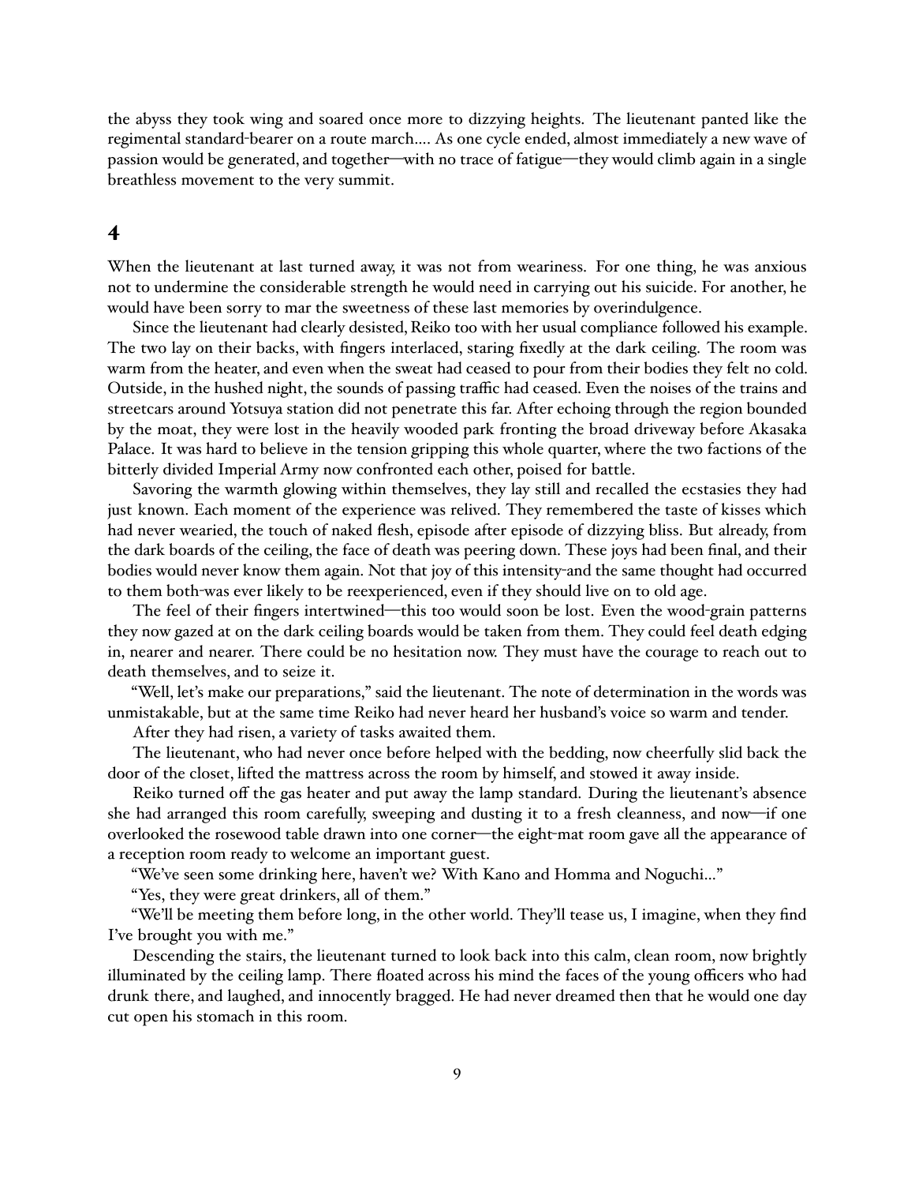the abyss they took wing and soared once more to dizzying heights. The lieutenant panted like the regimental standard-bearer on a route march.... As one cycle ended, almost immediately a new wave of passion would be generated, and together—with no trace of fatigue—they would climb again in a single breathless movement to the very summit.

## 4

When the lieutenant at last turned away, it was not from weariness. For one thing, he was anxious not to undermine the considerable strength he would need in carrying out his suicide. For another, he would have been sorry to mar the sweetness of these last memories by overindulgence.

Since the lieutenant had clearly desisted, Reiko too with her usual compliance followed his example. The two lay on their backs, with fingers interlaced, staring fixedly at the dark ceiling. The room was warm from the heater, and even when the sweat had ceased to pour from their bodies they felt no cold. Outside, in the hushed night, the sounds of passing traffic had ceased. Even the noises of the trains and streetcars around Yotsuya station did not penetrate this far. After echoing through the region bounded by the moat, they were lost in the heavily wooded park fronting the broad driveway before Akasaka Palace. It was hard to believe in the tension gripping this whole quarter, where the two factions of the bitterly divided Imperial Army now confronted each other, poised for battle.

Savoring the warmth glowing within themselves, they lay still and recalled the ecstasies they had just known. Each moment of the experience was relived. They remembered the taste of kisses which had never wearied, the touch of naked flesh, episode after episode of dizzying bliss. But already, from the dark boards of the ceiling, the face of death was peering down. These joys had been final, and their bodies would never know them again. Not that joy of this intensity-and the same thought had occurred to them both-was ever likely to be reexperienced, even if they should live on to old age.

The feel of their fingers intertwined—this too would soon be lost. Even the wood-grain patterns they now gazed at on the dark ceiling boards would be taken from them. They could feel death edging in, nearer and nearer. There could be no hesitation now. They must have the courage to reach out to death themselves, and to seize it.

"Well, let's make our preparations," said the lieutenant. The note of determination in the words was unmistakable, but at the same time Reiko had never heard her husband's voice so warm and tender.

After they had risen, a variety of tasks awaited them.

The lieutenant, who had never once before helped with the bedding, now cheerfully slid back the door of the closet, lifted the mattress across the room by himself, and stowed it away inside.

Reiko turned off the gas heater and put away the lamp standard. During the lieutenant's absence she had arranged this room carefully, sweeping and dusting it to a fresh cleanness, and now—if one overlooked the rosewood table drawn into one corner—the eight-mat room gave all the appearance of a reception room ready to welcome an important guest.

"We've seen some drinking here, haven't we? With Kano and Homma and Noguchi..."

"Yes, they were great drinkers, all of them."

"We'll be meeting them before long, in the other world. They'll tease us, I imagine, when they find I've brought you with me."

Descending the stairs, the lieutenant turned to look back into this calm, clean room, now brightly illuminated by the ceiling lamp. There floated across his mind the faces of the young officers who had drunk there, and laughed, and innocently bragged. He had never dreamed then that he would one day cut open his stomach in this room.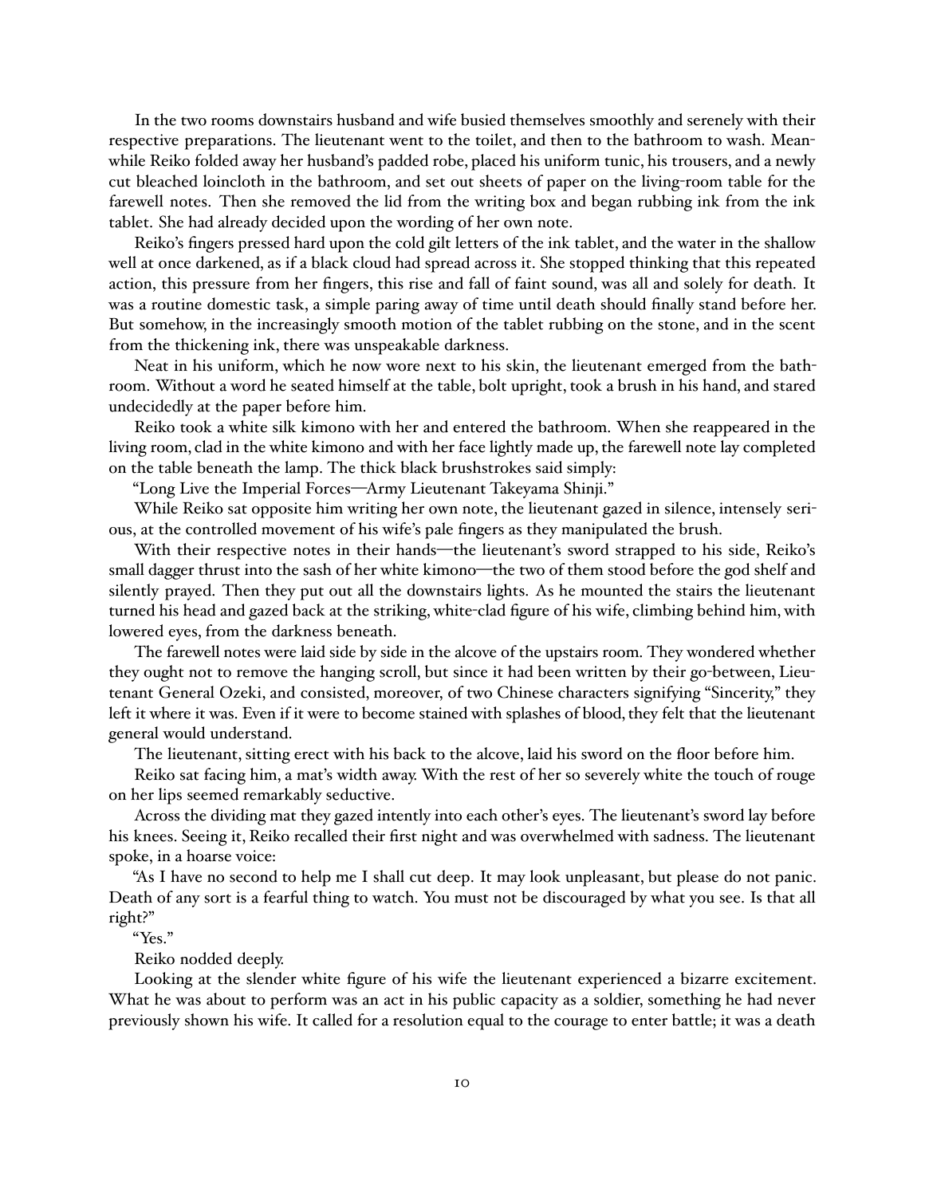In the two rooms downstairs husband and wife busied themselves smoothly and serenely with their respective preparations. The lieutenant went to the toilet, and then to the bathroom to wash. Meanwhile Reiko folded away her husband's padded robe, placed his uniform tunic, his trousers, and a newly cut bleached loincloth in the bathroom, and set out sheets of paper on the living-room table for the farewell notes. Then she removed the lid from the writing box and began rubbing ink from the ink tablet. She had already decided upon the wording of her own note.

Reiko's fingers pressed hard upon the cold gilt letters of the ink tablet, and the water in the shallow well at once darkened, as if a black cloud had spread across it. She stopped thinking that this repeated action, this pressure from her fingers, this rise and fall of faint sound, was all and solely for death. It was a routine domestic task, a simple paring away of time until death should finally stand before her. But somehow, in the increasingly smooth motion of the tablet rubbing on the stone, and in the scent from the thickening ink, there was unspeakable darkness.

Neat in his uniform, which he now wore next to his skin, the lieutenant emerged from the bathroom. Without a word he seated himself at the table, bolt upright, took a brush in his hand, and stared undecidedly at the paper before him.

Reiko took a white silk kimono with her and entered the bathroom. When she reappeared in the living room, clad in the white kimono and with her face lightly made up, the farewell note lay completed on the table beneath the lamp. The thick black brushstrokes said simply:

"Long Live the Imperial Forces—Army Lieutenant Takeyama Shinji."

While Reiko sat opposite him writing her own note, the lieutenant gazed in silence, intensely serious, at the controlled movement of his wife's pale fingers as they manipulated the brush.

With their respective notes in their hands—the lieutenant's sword strapped to his side, Reiko's small dagger thrust into the sash of her white kimono—the two of them stood before the god shelf and silently prayed. Then they put out all the downstairs lights. As he mounted the stairs the lieutenant turned his head and gazed back at the striking, white-clad figure of his wife, climbing behind him, with lowered eyes, from the darkness beneath.

The farewell notes were laid side by side in the alcove of the upstairs room. They wondered whether they ought not to remove the hanging scroll, but since it had been written by their go-between, Lieutenant General Ozeki, and consisted, moreover, of two Chinese characters signifying "Sincerity," they left it where it was. Even if it were to become stained with splashes of blood, they felt that the lieutenant general would understand.

The lieutenant, sitting erect with his back to the alcove, laid his sword on the floor before him.

Reiko sat facing him, a mat's width away. With the rest of her so severely white the touch of rouge on her lips seemed remarkably seductive.

Across the dividing mat they gazed intently into each other's eyes. The lieutenant's sword lay before his knees. Seeing it, Reiko recalled their first night and was overwhelmed with sadness. The lieutenant spoke, in a hoarse voice:

"As I have no second to help me I shall cut deep. It may look unpleasant, but please do not panic. Death of any sort is a fearful thing to watch. You must not be discouraged by what you see. Is that all right?"

"Yes."

Reiko nodded deeply.

Looking at the slender white figure of his wife the lieutenant experienced a bizarre excitement. What he was about to perform was an act in his public capacity as a soldier, something he had never previously shown his wife. It called for a resolution equal to the courage to enter battle; it was a death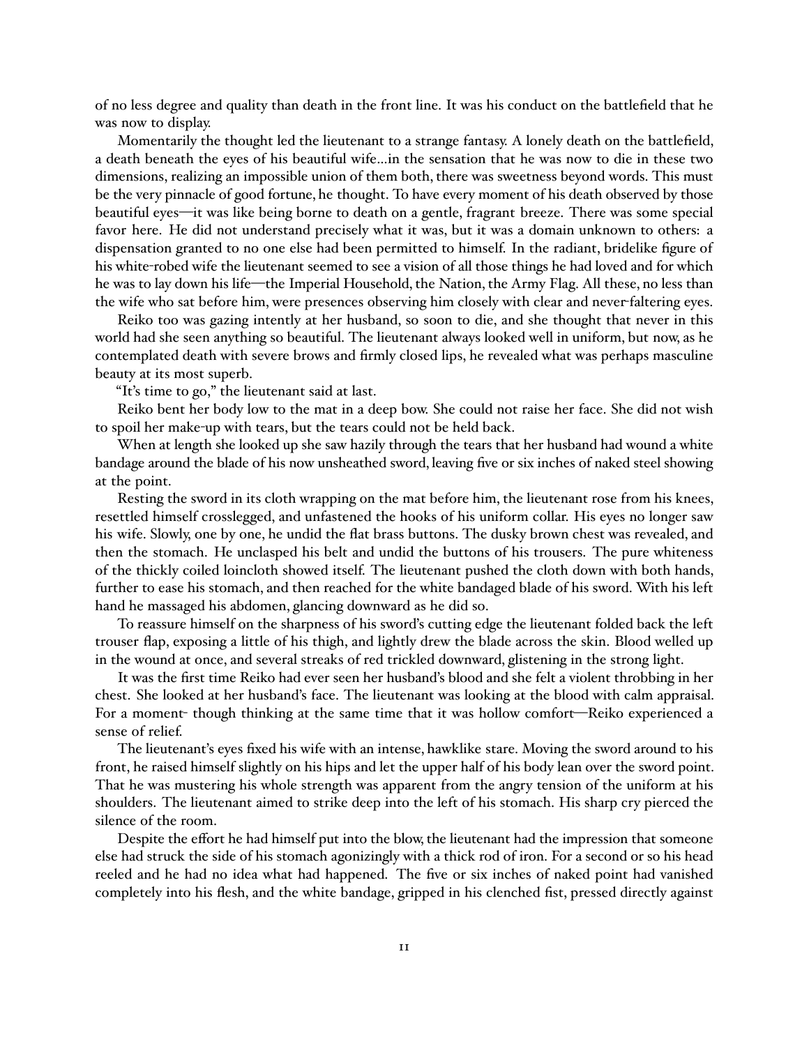of no less degree and quality than death in the front line. It was his conduct on the battlefield that he was now to display.

Momentarily the thought led the lieutenant to a strange fantasy. A lonely death on the battlefield, a death beneath the eyes of his beautiful wife…in the sensation that he was now to die in these two dimensions, realizing an impossible union of them both, there was sweetness beyond words. This must be the very pinnacle of good fortune, he thought. To have every moment of his death observed by those beautiful eyes—it was like being borne to death on a gentle, fragrant breeze. There was some special favor here. He did not understand precisely what it was, but it was a domain unknown to others: a dispensation granted to no one else had been permitted to himself. In the radiant, bridelike figure of his white-robed wife the lieutenant seemed to see a vision of all those things he had loved and for which he was to lay down his life—the Imperial Household, the Nation, the Army Flag. All these, no less than the wife who sat before him, were presences observing him closely with clear and never-faltering eyes.

Reiko too was gazing intently at her husband, so soon to die, and she thought that never in this world had she seen anything so beautiful. The lieutenant always looked well in uniform, but now, as he contemplated death with severe brows and firmly closed lips, he revealed what was perhaps masculine beauty at its most superb.

"It's time to go," the lieutenant said at last.

Reiko bent her body low to the mat in a deep bow. She could not raise her face. She did not wish to spoil her make-up with tears, but the tears could not be held back.

When at length she looked up she saw hazily through the tears that her husband had wound a white bandage around the blade of his now unsheathed sword, leaving five or six inches of naked steel showing at the point.

Resting the sword in its cloth wrapping on the mat before him, the lieutenant rose from his knees, resettled himself crosslegged, and unfastened the hooks of his uniform collar. His eyes no longer saw his wife. Slowly, one by one, he undid the flat brass buttons. The dusky brown chest was revealed, and then the stomach. He unclasped his belt and undid the buttons of his trousers. The pure whiteness of the thickly coiled loincloth showed itself. The lieutenant pushed the cloth down with both hands, further to ease his stomach, and then reached for the white bandaged blade of his sword. With his left hand he massaged his abdomen, glancing downward as he did so.

To reassure himself on the sharpness of his sword's cutting edge the lieutenant folded back the left trouser flap, exposing a little of his thigh, and lightly drew the blade across the skin. Blood welled up in the wound at once, and several streaks of red trickled downward, glistening in the strong light.

It was the first time Reiko had ever seen her husband's blood and she felt a violent throbbing in her chest. She looked at her husband's face. The lieutenant was looking at the blood with calm appraisal. For a moment- though thinking at the same time that it was hollow comfort—Reiko experienced a sense of relief.

The lieutenant's eyes fixed his wife with an intense, hawklike stare. Moving the sword around to his front, he raised himself slightly on his hips and let the upper half of his body lean over the sword point. That he was mustering his whole strength was apparent from the angry tension of the uniform at his shoulders. The lieutenant aimed to strike deep into the left of his stomach. His sharp cry pierced the silence of the room.

Despite the effort he had himself put into the blow, the lieutenant had the impression that someone else had struck the side of his stomach agonizingly with a thick rod of iron. For a second or so his head reeled and he had no idea what had happened. The five or six inches of naked point had vanished completely into his flesh, and the white bandage, gripped in his clenched fist, pressed directly against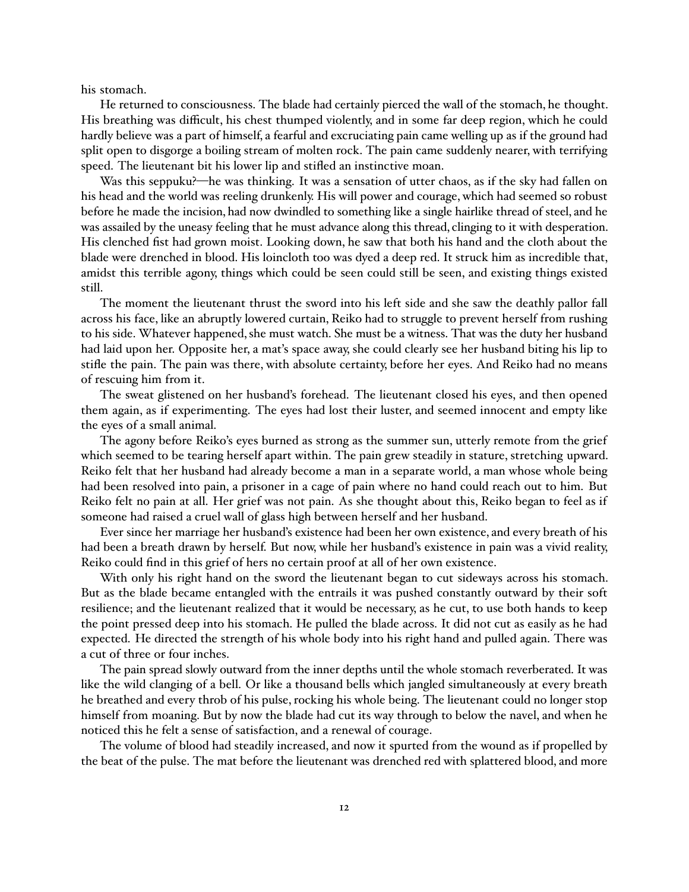his stomach.

He returned to consciousness. The blade had certainly pierced the wall of the stomach, he thought. His breathing was difficult, his chest thumped violently, and in some far deep region, which he could hardly believe was a part of himself, a fearful and excruciating pain came welling up as if the ground had split open to disgorge a boiling stream of molten rock. The pain came suddenly nearer, with terrifying speed. The lieutenant bit his lower lip and stifled an instinctive moan.

Was this seppuku?—he was thinking. It was a sensation of utter chaos, as if the sky had fallen on his head and the world was reeling drunkenly. His will power and courage, which had seemed so robust before he made the incision, had now dwindled to something like a single hairlike thread of steel, and he was assailed by the uneasy feeling that he must advance along this thread, clinging to it with desperation. His clenched fist had grown moist. Looking down, he saw that both his hand and the cloth about the blade were drenched in blood. His loincloth too was dyed a deep red. It struck him as incredible that, amidst this terrible agony, things which could be seen could still be seen, and existing things existed still.

The moment the lieutenant thrust the sword into his left side and she saw the deathly pallor fall across his face, like an abruptly lowered curtain, Reiko had to struggle to prevent herself from rushing to his side. Whatever happened, she must watch. She must be a witness. That was the duty her husband had laid upon her. Opposite her, a mat's space away, she could clearly see her husband biting his lip to stifle the pain. The pain was there, with absolute certainty, before her eyes. And Reiko had no means of rescuing him from it.

The sweat glistened on her husband's forehead. The lieutenant closed his eyes, and then opened them again, as if experimenting. The eyes had lost their luster, and seemed innocent and empty like the eyes of a small animal.

The agony before Reiko's eyes burned as strong as the summer sun, utterly remote from the grief which seemed to be tearing herself apart within. The pain grew steadily in stature, stretching upward. Reiko felt that her husband had already become a man in a separate world, a man whose whole being had been resolved into pain, a prisoner in a cage of pain where no hand could reach out to him. But Reiko felt no pain at all. Her grief was not pain. As she thought about this, Reiko began to feel as if someone had raised a cruel wall of glass high between herself and her husband.

Ever since her marriage her husband's existence had been her own existence, and every breath of his had been a breath drawn by herself. But now, while her husband's existence in pain was a vivid reality, Reiko could find in this grief of hers no certain proof at all of her own existence.

With only his right hand on the sword the lieutenant began to cut sideways across his stomach. But as the blade became entangled with the entrails it was pushed constantly outward by their soft resilience; and the lieutenant realized that it would be necessary, as he cut, to use both hands to keep the point pressed deep into his stomach. He pulled the blade across. It did not cut as easily as he had expected. He directed the strength of his whole body into his right hand and pulled again. There was a cut of three or four inches.

The pain spread slowly outward from the inner depths until the whole stomach reverberated. It was like the wild clanging of a bell. Or like a thousand bells which jangled simultaneously at every breath he breathed and every throb of his pulse, rocking his whole being. The lieutenant could no longer stop himself from moaning. But by now the blade had cut its way through to below the navel, and when he noticed this he felt a sense of satisfaction, and a renewal of courage.

The volume of blood had steadily increased, and now it spurted from the wound as if propelled by the beat of the pulse. The mat before the lieutenant was drenched red with splattered blood, and more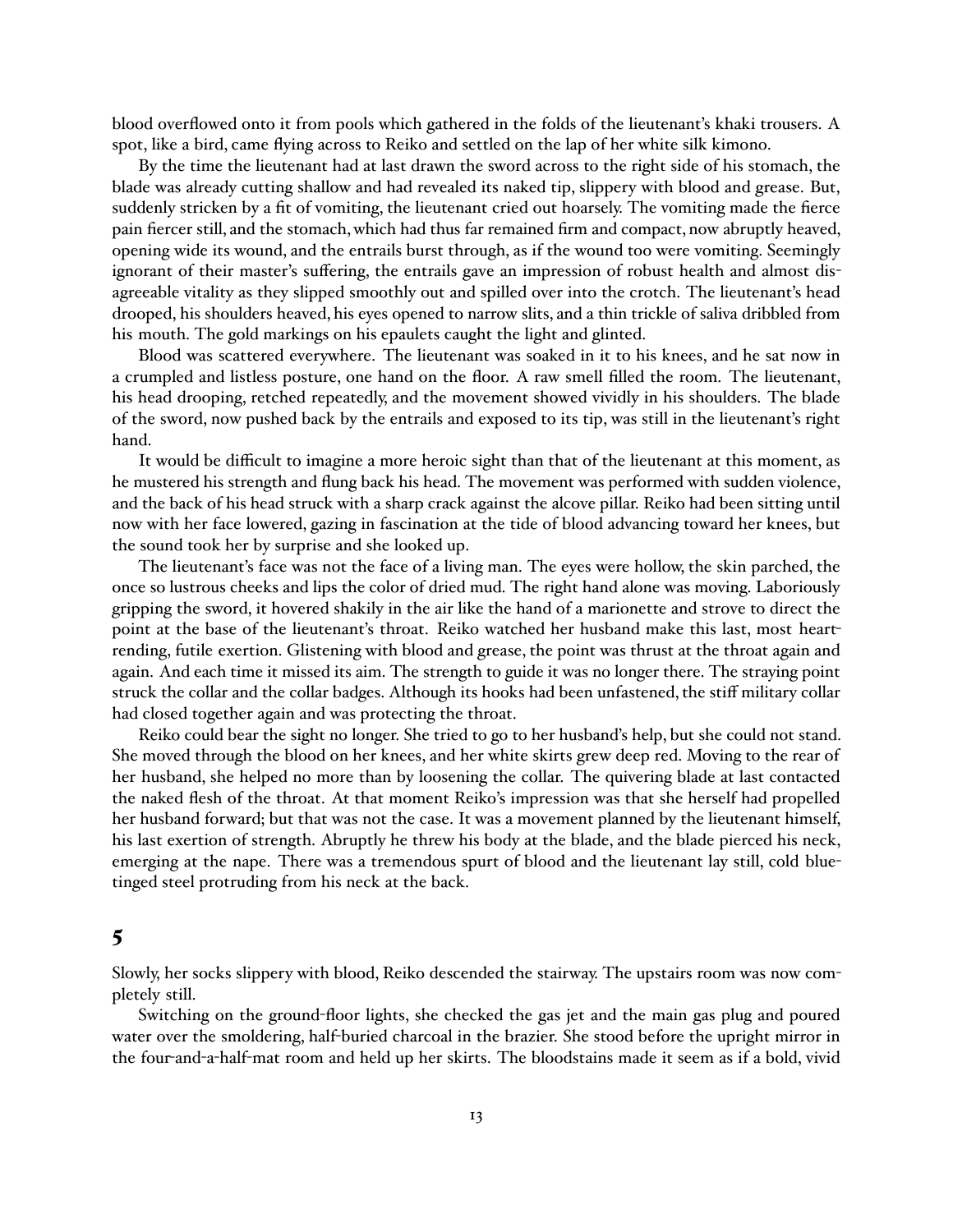blood overflowed onto it from pools which gathered in the folds of the lieutenant's khaki trousers. A spot, like a bird, came flying across to Reiko and settled on the lap of her white silk kimono.

By the time the lieutenant had at last drawn the sword across to the right side of his stomach, the blade was already cutting shallow and had revealed its naked tip, slippery with blood and grease. But, suddenly stricken by a fit of vomiting, the lieutenant cried out hoarsely. The vomiting made the fierce pain fiercer still, and the stomach, which had thus far remained firm and compact, now abruptly heaved, opening wide its wound, and the entrails burst through, as if the wound too were vomiting. Seemingly ignorant of their master's suffering, the entrails gave an impression of robust health and almost disagreeable vitality as they slipped smoothly out and spilled over into the crotch. The lieutenant's head drooped, his shoulders heaved, his eyes opened to narrow slits, and a thin trickle of saliva dribbled from his mouth. The gold markings on his epaulets caught the light and glinted.

Blood was scattered everywhere. The lieutenant was soaked in it to his knees, and he sat now in a crumpled and listless posture, one hand on the floor. A raw smell filled the room. The lieutenant, his head drooping, retched repeatedly, and the movement showed vividly in his shoulders. The blade of the sword, now pushed back by the entrails and exposed to its tip, was still in the lieutenant's right hand.

It would be difficult to imagine a more heroic sight than that of the lieutenant at this moment, as he mustered his strength and flung back his head. The movement was performed with sudden violence, and the back of his head struck with a sharp crack against the alcove pillar. Reiko had been sitting until now with her face lowered, gazing in fascination at the tide of blood advancing toward her knees, but the sound took her by surprise and she looked up.

The lieutenant's face was not the face of a living man. The eyes were hollow, the skin parched, the once so lustrous cheeks and lips the color of dried mud. The right hand alone was moving. Laboriously gripping the sword, it hovered shakily in the air like the hand of a marionette and strove to direct the point at the base of the lieutenant's throat. Reiko watched her husband make this last, most heart-rending, futile exertion. Glistening with blood and grease, the point was thrust at the throat again and again. And each time it missed its aim. The strength to guide it was no longer there. The straying point struck the collar and the collar badges. Although its hooks had been unfastened, the stiff military collar had closed together again and was protecting the throat.

Reiko could bear the sight no longer. She tried to go to her husband's help, but she could not stand. She moved through the blood on her knees, and her white skirts grew deep red. Moving to the rear of her husband, she helped no more than by loosening the collar. The quivering blade at last contacted the naked flesh of the throat. At that moment Reiko's impression was that she herself had propelled her husband forward; but that was not the case. It was a movement planned by the lieutenant himself, his last exertion of strength. Abruptly he threw his body at the blade, and the blade pierced his neck, emerging at the nape. There was a tremendous spurt of blood and the lieutenant lay still, cold blue-tinged steel protruding from his neck at the back.

## 5

Slowly, her socks slippery with blood, Reiko descended the stairway. The upstairs room was now completely still.

Switching on the ground-floor lights, she checked the gas jet and the main gas plug and poured water over the smoldering, half-buried charcoal in the brazier. She stood before the upright mirror in the four-and-a-half-mat room and held up her skirts. The bloodstains made it seem as if a bold, vivid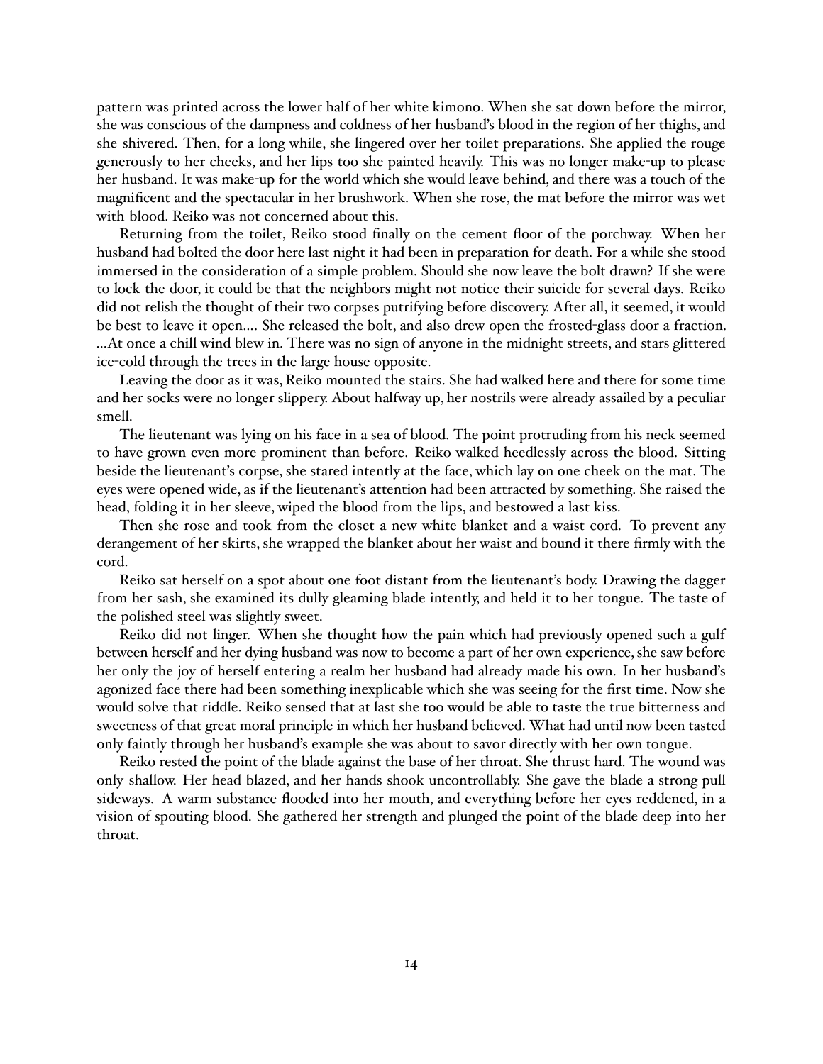pattern was printed across the lower half of her white kimono. When she sat down before the mirror, she was conscious of the dampness and coldness of her husband's blood in the region of her thighs, and she shivered. Then, for a long while, she lingered over her toilet preparations. She applied the rouge generously to her cheeks, and her lips too she painted heavily. This was no longer make-up to please her husband. It was make-up for the world which she would leave behind, and there was a touch of the magnificent and the spectacular in her brushwork. When she rose, the mat before the mirror was wet with blood. Reiko was not concerned about this.

Returning from the toilet, Reiko stood finally on the cement floor of the porchway. When her husband had bolted the door here last night it had been in preparation for death. For a while she stood immersed in the consideration of a simple problem. Should she now leave the bolt drawn? If she were to lock the door, it could be that the neighbors might not notice their suicide for several days. Reiko did not relish the thought of their two corpses putrifying before discovery. After all, it seemed, it would be best to leave it open.... She released the bolt, and also drew open the frosted-glass door a fraction. ...At once a chill wind blew in. There was no sign of anyone in the midnight streets, and stars glittered ice-cold through the trees in the large house opposite.

Leaving the door as it was, Reiko mounted the stairs. She had walked here and there for some time and her socks were no longer slippery. About halfway up, her nostrils were already assailed by a peculiar smell.

The lieutenant was lying on his face in a sea of blood. The point protruding from his neck seemed to have grown even more prominent than before. Reiko walked heedlessly across the blood. Sitting beside the lieutenant's corpse, she stared intently at the face, which lay on one cheek on the mat. The eyes were opened wide, as if the lieutenant's attention had been attracted by something. She raised the head, folding it in her sleeve, wiped the blood from the lips, and bestowed a last kiss.

Then she rose and took from the closet a new white blanket and a waist cord. To prevent any derangement of her skirts, she wrapped the blanket about her waist and bound it there firmly with the cord.

Reiko sat herself on a spot about one foot distant from the lieutenant's body. Drawing the dagger from her sash, she examined its dully gleaming blade intently, and held it to her tongue. The taste of the polished steel was slightly sweet.

Reiko did not linger. When she thought how the pain which had previously opened such a gulf between herself and her dying husband was now to become a part of her own experience, she saw before her only the joy of herself entering a realm her husband had already made his own. In her husband's agonized face there had been something inexplicable which she was seeing for the first time. Now she would solve that riddle. Reiko sensed that at last she too would be able to taste the true bitterness and sweetness of that great moral principle in which her husband believed. What had until now been tasted only faintly through her husband's example she was about to savor directly with her own tongue.

Reiko rested the point of the blade against the base of her throat. She thrust hard. The wound was only shallow. Her head blazed, and her hands shook uncontrollably. She gave the blade a strong pull sideways. A warm substance flooded into her mouth, and everything before her eyes reddened, in a vision of spouting blood. She gathered her strength and plunged the point of the blade deep into her throat.